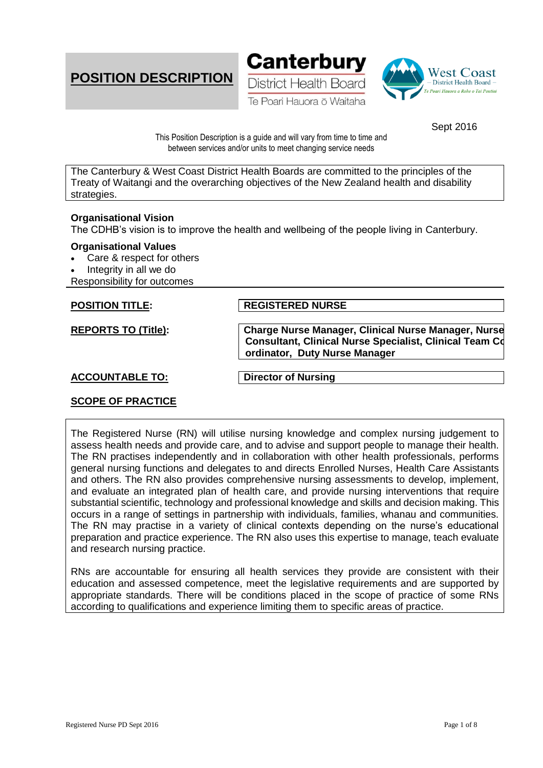# POSITION DESCRIPTION

**Canterbury** District Health Board
Te Poari Hauora ō Waitaha

West Coast – District Health Board –
Te Poari Hauora a Rohe o Tai Poutini

Sept 2016

This Position Description is a guide and will vary from time to time and between services and/or units to meet changing service needs

The Canterbury & West Coast District Health Boards are committed to the principles of the Treaty of Waitangi and the overarching objectives of the New Zealand health and disability strategies.

**Organisational Vision**
The CDHB's vision is to improve the health and wellbeing of the people living in Canterbury.

**Organisational Values**

- Care & respect for others
- Integrity in all we do

Responsibility for outcomes

| | |
|---|---|
| **POSITION TITLE:** | **REGISTERED NURSE** |
| **REPORTS TO (Title):** | **Charge Nurse Manager, Clinical Nurse Manager, Nurse Consultant, Clinical Nurse Specialist, Clinical Team Co ordinator, Duty Nurse Manager** |
| **ACCOUNTABLE TO:** | **Director of Nursing** |

## SCOPE OF PRACTICE

The Registered Nurse (RN) will utilise nursing knowledge and complex nursing judgement to assess health needs and provide care, and to advise and support people to manage their health. The RN practises independently and in collaboration with other health professionals, performs general nursing functions and delegates to and directs Enrolled Nurses, Health Care Assistants and others. The RN also provides comprehensive nursing assessments to develop, implement, and evaluate an integrated plan of health care, and provide nursing interventions that require substantial scientific, technology and professional knowledge and skills and decision making. This occurs in a range of settings in partnership with individuals, families, whanau and communities. The RN may practise in a variety of clinical contexts depending on the nurse's educational preparation and practice experience. The RN also uses this expertise to manage, teach evaluate and research nursing practice.

RNs are accountable for ensuring all health services they provide are consistent with their education and assessed competence, meet the legislative requirements and are supported by appropriate standards. There will be conditions placed in the scope of practice of some RNs according to qualifications and experience limiting them to specific areas of practice.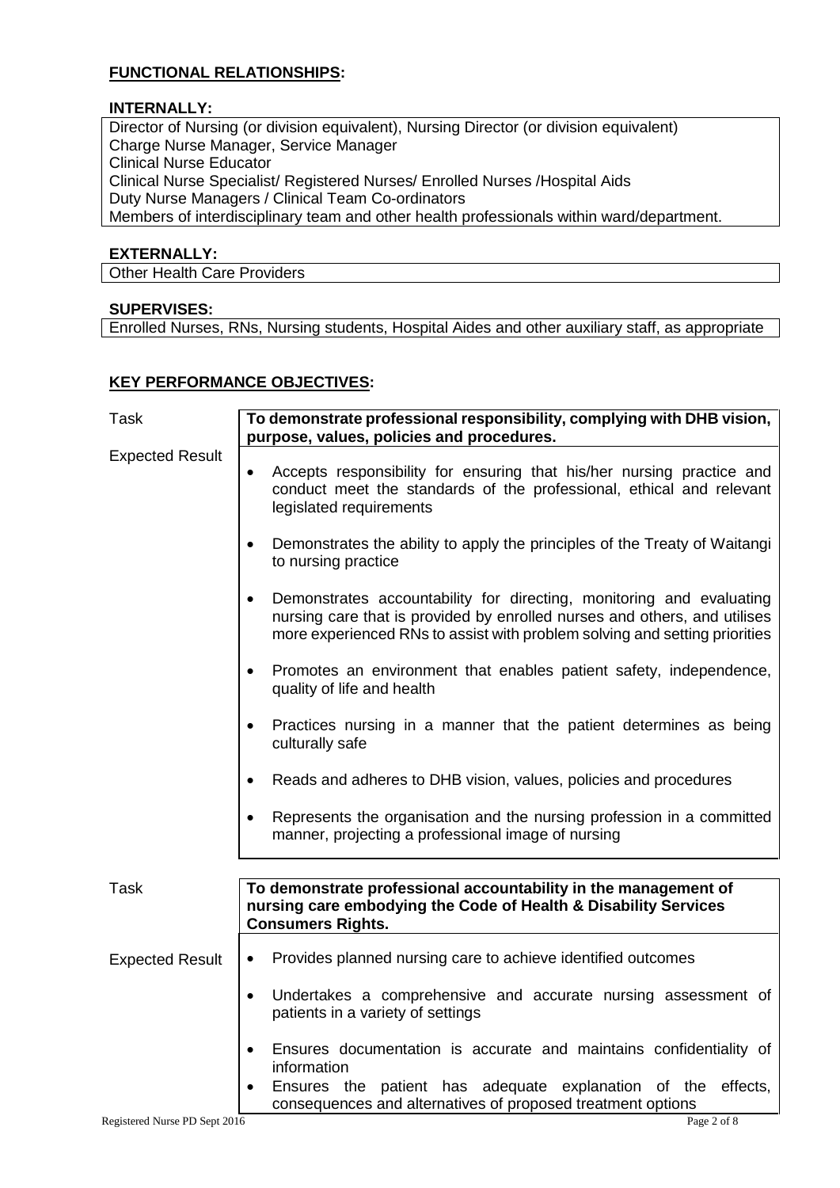## FUNCTIONAL RELATIONSHIPS:

### INTERNALLY:

Director of Nursing (or division equivalent), Nursing Director (or division equivalent)
Charge Nurse Manager, Service Manager
Clinical Nurse Educator
Clinical Nurse Specialist/ Registered Nurses/ Enrolled Nurses /Hospital Aids
Duty Nurse Managers / Clinical Team Co-ordinators
Members of interdisciplinary team and other health professionals within ward/department.

### EXTERNALLY:

Other Health Care Providers

### SUPERVISES:

Enrolled Nurses, RNs, Nursing students, Hospital Aides and other auxiliary staff, as appropriate

## KEY PERFORMANCE OBJECTIVES:

| | |
|---|---|
| Task | **To demonstrate professional responsibility, complying with DHB vision, purpose, values, policies and procedures.** |
| Expected Result | • Accepts responsibility for ensuring that his/her nursing practice and conduct meet the standards of the professional, ethical and relevant legislated requirements<br>• Demonstrates the ability to apply the principles of the Treaty of Waitangi to nursing practice<br>• Demonstrates accountability for directing, monitoring and evaluating nursing care that is provided by enrolled nurses and others, and utilises more experienced RNs to assist with problem solving and setting priorities<br>• Promotes an environment that enables patient safety, independence, quality of life and health<br>• Practices nursing in a manner that the patient determines as being culturally safe<br>• Reads and adheres to DHB vision, values, policies and procedures<br>• Represents the organisation and the nursing profession in a committed manner, projecting a professional image of nursing |

| | |
|---|---|
| Task | **To demonstrate professional accountability in the management of nursing care embodying the Code of Health & Disability Services Consumers Rights.** |
| Expected Result | • Provides planned nursing care to achieve identified outcomes<br>• Undertakes a comprehensive and accurate nursing assessment of patients in a variety of settings<br>• Ensures documentation is accurate and maintains confidentiality of information<br>• Ensures the patient has adequate explanation of the effects, consequences and alternatives of proposed treatment options |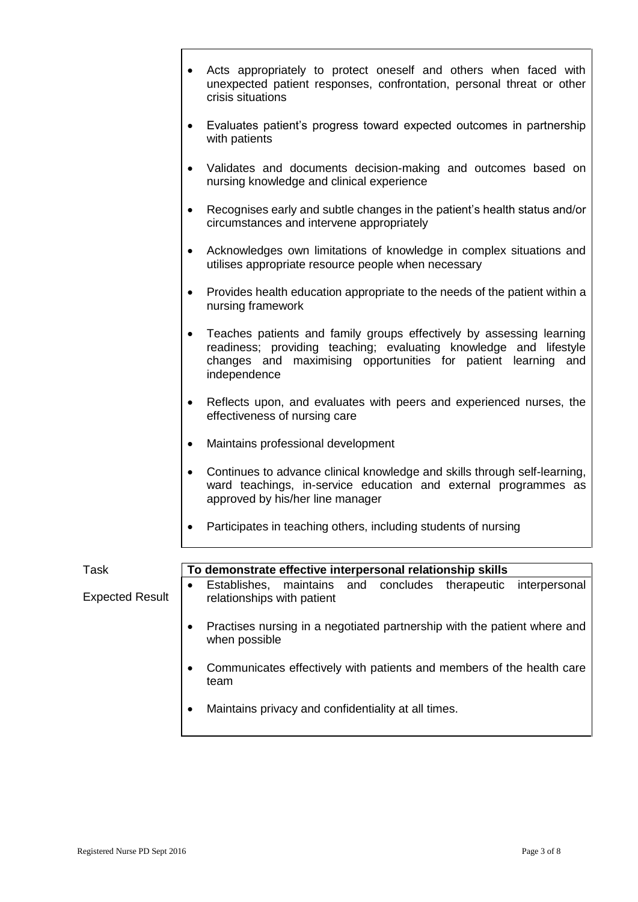- Acts appropriately to protect oneself and others when faced with unexpected patient responses, confrontation, personal threat or other crisis situations
- Evaluates patient's progress toward expected outcomes in partnership with patients
- Validates and documents decision-making and outcomes based on nursing knowledge and clinical experience
- Recognises early and subtle changes in the patient's health status and/or circumstances and intervene appropriately
- Acknowledges own limitations of knowledge in complex situations and utilises appropriate resource people when necessary
- Provides health education appropriate to the needs of the patient within a nursing framework
- Teaches patients and family groups effectively by assessing learning readiness; providing teaching; evaluating knowledge and lifestyle changes and maximising opportunities for patient learning and independence
- Reflects upon, and evaluates with peers and experienced nurses, the effectiveness of nursing care
- Maintains professional development
- Continues to advance clinical knowledge and skills through self-learning, ward teachings, in-service education and external programmes as approved by his/her line manager
- Participates in teaching others, including students of nursing

| | |
|---|---|
| Task | **To demonstrate effective interpersonal relationship skills** |
| Expected Result | • Establishes, maintains and concludes therapeutic interpersonal relationships with patient<br>• Practises nursing in a negotiated partnership with the patient where and when possible<br>• Communicates effectively with patients and members of the health care team<br>• Maintains privacy and confidentiality at all times. |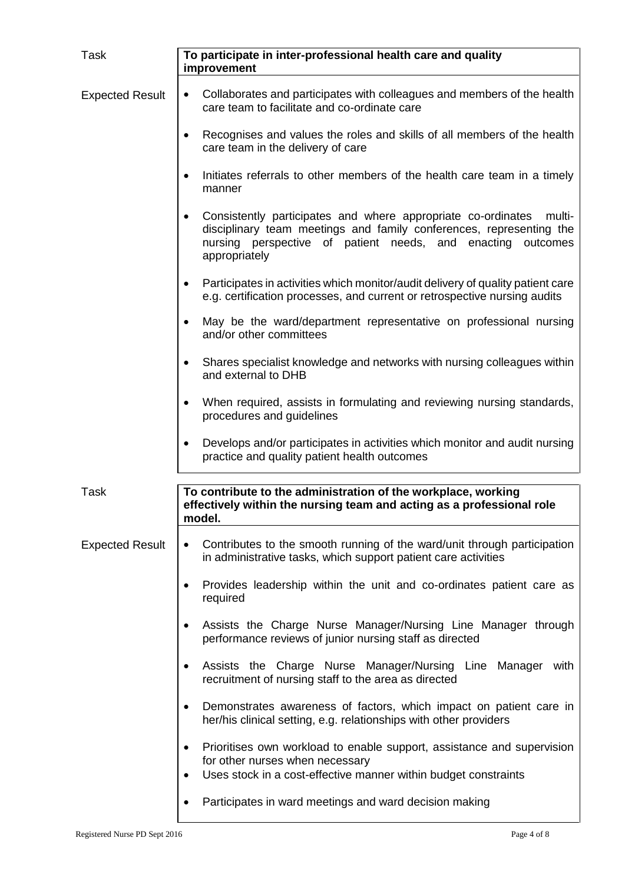| Task | **To participate in inter-professional health care and quality improvement** |
| --- | --- |
| Expected Result | • Collaborates and participates with colleagues and members of the health care team to facilitate and co-ordinate care<br>• Recognises and values the roles and skills of all members of the health care team in the delivery of care<br>• Initiates referrals to other members of the health care team in a timely manner<br>• Consistently participates and where appropriate co-ordinates multi-disciplinary team meetings and family conferences, representing the nursing perspective of patient needs, and enacting outcomes appropriately<br>• Participates in activities which monitor/audit delivery of quality patient care e.g. certification processes, and current or retrospective nursing audits<br>• May be the ward/department representative on professional nursing and/or other committees<br>• Shares specialist knowledge and networks with nursing colleagues within and external to DHB<br>• When required, assists in formulating and reviewing nursing standards, procedures and guidelines<br>• Develops and/or participates in activities which monitor and audit nursing practice and quality patient health outcomes |

| Task | **To contribute to the administration of the workplace, working effectively within the nursing team and acting as a professional role model.** |
| --- | --- |
| Expected Result | • Contributes to the smooth running of the ward/unit through participation in administrative tasks, which support patient care activities<br>• Provides leadership within the unit and co-ordinates patient care as required<br>• Assists the Charge Nurse Manager/Nursing Line Manager through performance reviews of junior nursing staff as directed<br>• Assists the Charge Nurse Manager/Nursing Line Manager with recruitment of nursing staff to the area as directed<br>• Demonstrates awareness of factors, which impact on patient care in her/his clinical setting, e.g. relationships with other providers<br>• Prioritises own workload to enable support, assistance and supervision for other nurses when necessary<br>• Uses stock in a cost-effective manner within budget constraints<br>• Participates in ward meetings and ward decision making |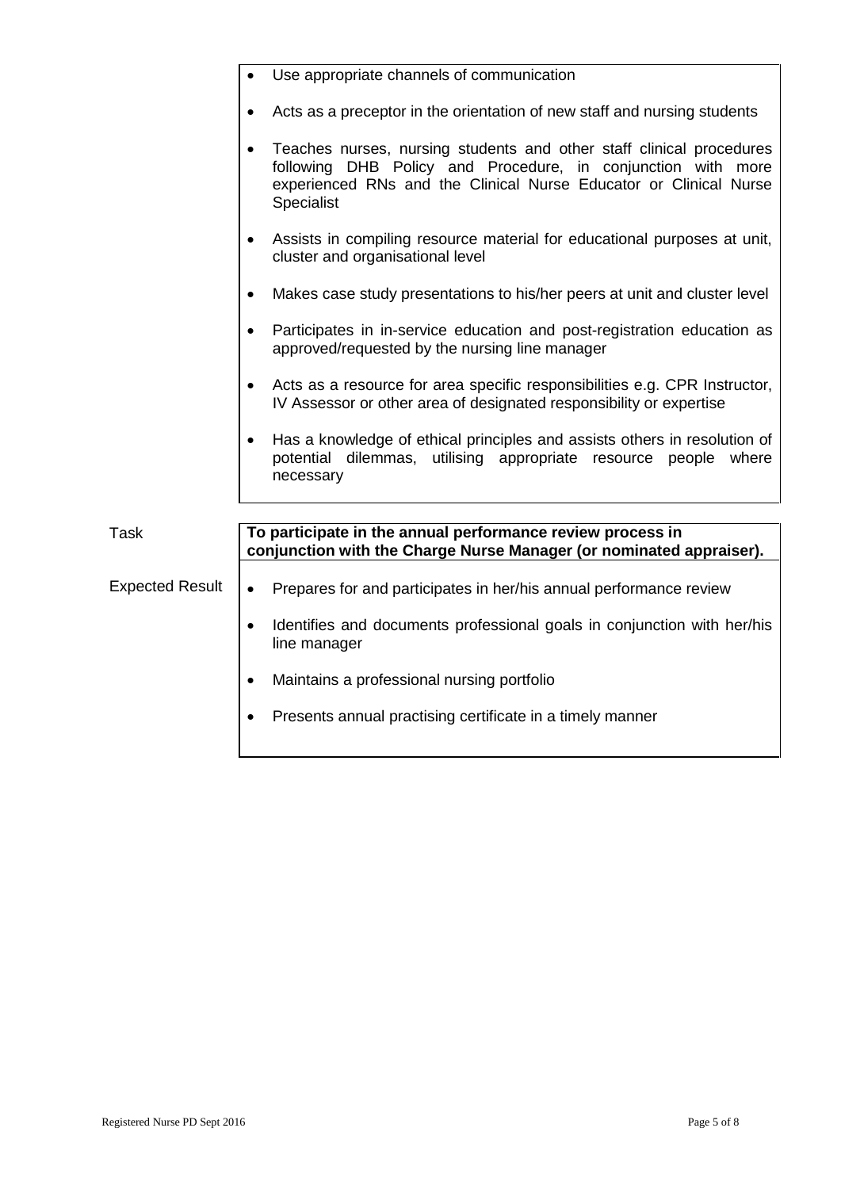- Use appropriate channels of communication
- Acts as a preceptor in the orientation of new staff and nursing students
- Teaches nurses, nursing students and other staff clinical procedures following DHB Policy and Procedure, in conjunction with more experienced RNs and the Clinical Nurse Educator or Clinical Nurse Specialist
- Assists in compiling resource material for educational purposes at unit, cluster and organisational level
- Makes case study presentations to his/her peers at unit and cluster level
- Participates in in-service education and post-registration education as approved/requested by the nursing line manager
- Acts as a resource for area specific responsibilities e.g. CPR Instructor, IV Assessor or other area of designated responsibility or expertise
- Has a knowledge of ethical principles and assists others in resolution of potential dilemmas, utilising appropriate resource people where necessary

| | |
|---|---|
| Task | **To participate in the annual performance review process in conjunction with the Charge Nurse Manager (or nominated appraiser).** |
| Expected Result | • Prepares for and participates in her/his annual performance review<br>• Identifies and documents professional goals in conjunction with her/his line manager<br>• Maintains a professional nursing portfolio<br>• Presents annual practising certificate in a timely manner |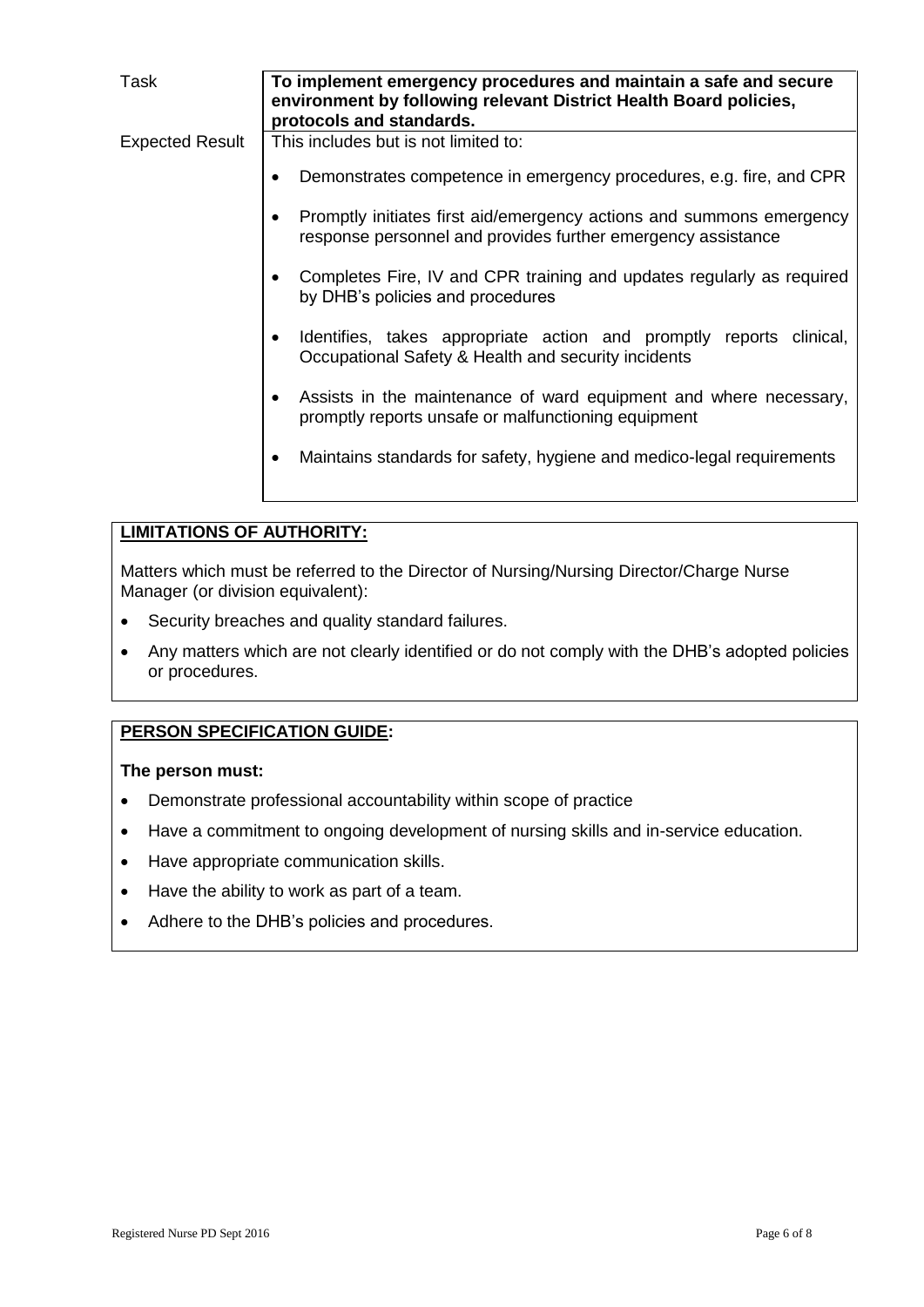| Task | **To implement emergency procedures and maintain a safe and secure environment by following relevant District Health Board policies, protocols and standards.** |
|---|---|
| Expected Result | This includes but is not limited to:<br><br>• Demonstrates competence in emergency procedures, e.g. fire, and CPR<br><br>• Promptly initiates first aid/emergency actions and summons emergency response personnel and provides further emergency assistance<br><br>• Completes Fire, IV and CPR training and updates regularly as required by DHB's policies and procedures<br><br>• Identifies, takes appropriate action and promptly reports clinical, Occupational Safety & Health and security incidents<br><br>• Assists in the maintenance of ward equipment and where necessary, promptly reports unsafe or malfunctioning equipment<br><br>• Maintains standards for safety, hygiene and medico-legal requirements |

**LIMITATIONS OF AUTHORITY:**

Matters which must be referred to the Director of Nursing/Nursing Director/Charge Nurse Manager (or division equivalent):

- Security breaches and quality standard failures.
- Any matters which are not clearly identified or do not comply with the DHB's adopted policies or procedures.

**PERSON SPECIFICATION GUIDE:**

**The person must:**

- Demonstrate professional accountability within scope of practice
- Have a commitment to ongoing development of nursing skills and in-service education.
- Have appropriate communication skills.
- Have the ability to work as part of a team.
- Adhere to the DHB's policies and procedures.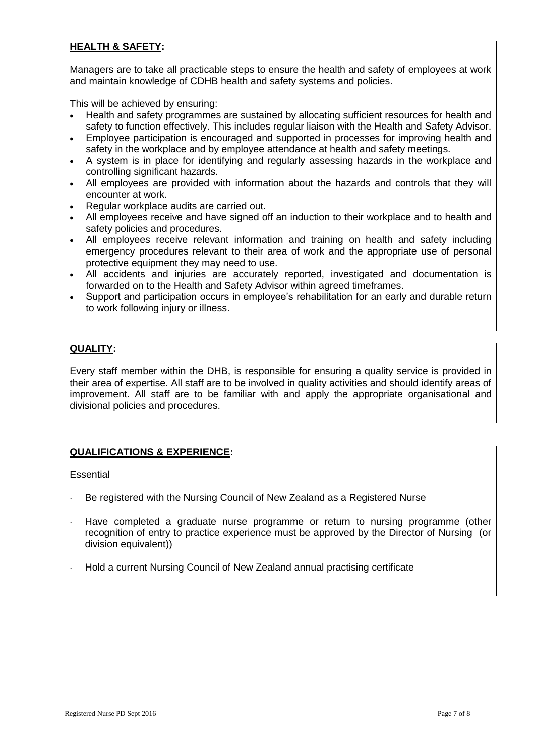## **HEALTH & SAFETY:**

Managers are to take all practicable steps to ensure the health and safety of employees at work and maintain knowledge of CDHB health and safety systems and policies.

This will be achieved by ensuring:

- Health and safety programmes are sustained by allocating sufficient resources for health and safety to function effectively. This includes regular liaison with the Health and Safety Advisor.
- Employee participation is encouraged and supported in processes for improving health and safety in the workplace and by employee attendance at health and safety meetings.
- A system is in place for identifying and regularly assessing hazards in the workplace and controlling significant hazards.
- All employees are provided with information about the hazards and controls that they will encounter at work.
- Regular workplace audits are carried out.
- All employees receive and have signed off an induction to their workplace and to health and safety policies and procedures.
- All employees receive relevant information and training on health and safety including emergency procedures relevant to their area of work and the appropriate use of personal protective equipment they may need to use.
- All accidents and injuries are accurately reported, investigated and documentation is forwarded on to the Health and Safety Advisor within agreed timeframes.
- Support and participation occurs in employee's rehabilitation for an early and durable return to work following injury or illness.

## **QUALITY:**

Every staff member within the DHB, is responsible for ensuring a quality service is provided in their area of expertise. All staff are to be involved in quality activities and should identify areas of improvement. All staff are to be familiar with and apply the appropriate organisational and divisional policies and procedures.

## **QUALIFICATIONS & EXPERIENCE:**

Essential

- Be registered with the Nursing Council of New Zealand as a Registered Nurse
- Have completed a graduate nurse programme or return to nursing programme (other recognition of entry to practice experience must be approved by the Director of Nursing (or division equivalent))
- Hold a current Nursing Council of New Zealand annual practising certificate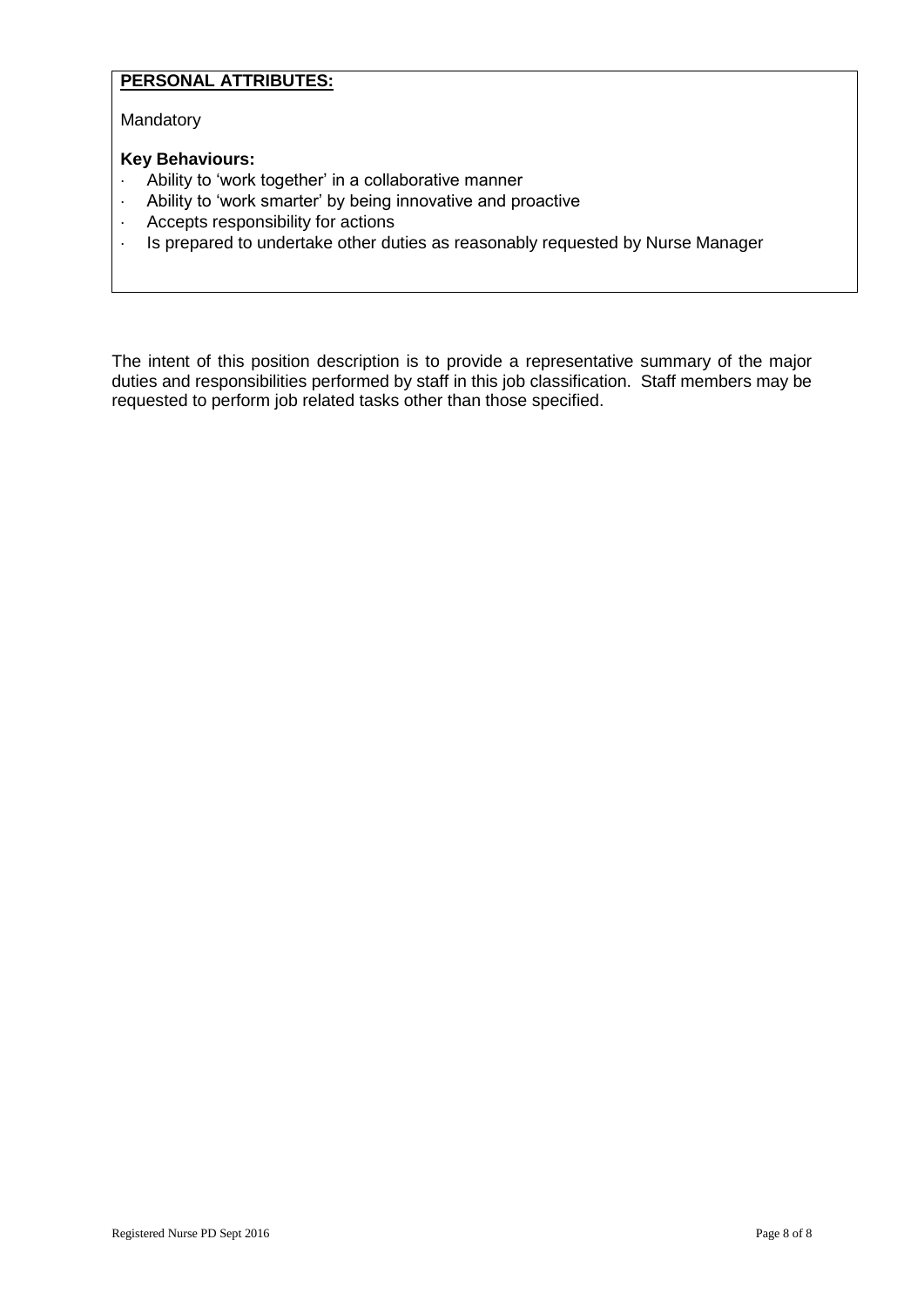**PERSONAL ATTRIBUTES:**

Mandatory

**Key Behaviours:**

- Ability to 'work together' in a collaborative manner
- Ability to 'work smarter' by being innovative and proactive
- Accepts responsibility for actions
- Is prepared to undertake other duties as reasonably requested by Nurse Manager

The intent of this position description is to provide a representative summary of the major duties and responsibilities performed by staff in this job classification. Staff members may be requested to perform job related tasks other than those specified.